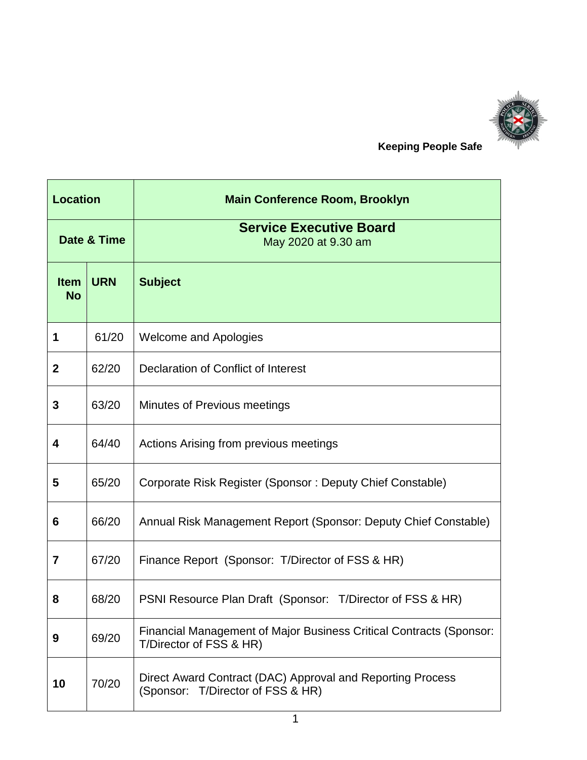**Keeping People Safe**

| Location | | Main Conference Room, Brooklyn |
|---|---|---|
| Date & Time | | **Service Executive Board** May 2020 at 9.30 am |
| **Item No** | **URN** | **Subject** |
| **1** | 61/20 | Welcome and Apologies |
| **2** | 62/20 | Declaration of Conflict of Interest |
| **3** | 63/20 | Minutes of Previous meetings |
| **4** | 64/40 | Actions Arising from previous meetings |
| **5** | 65/20 | Corporate Risk Register (Sponsor : Deputy Chief Constable) |
| **6** | 66/20 | Annual Risk Management Report (Sponsor: Deputy Chief Constable) |
| **7** | 67/20 | Finance Report (Sponsor: T/Director of FSS & HR) |
| **8** | 68/20 | PSNI Resource Plan Draft (Sponsor: T/Director of FSS & HR) |
| **9** | 69/20 | Financial Management of Major Business Critical Contracts (Sponsor: T/Director of FSS & HR) |
| **10** | 70/20 | Direct Award Contract (DAC) Approval and Reporting Process (Sponsor: T/Director of FSS & HR) |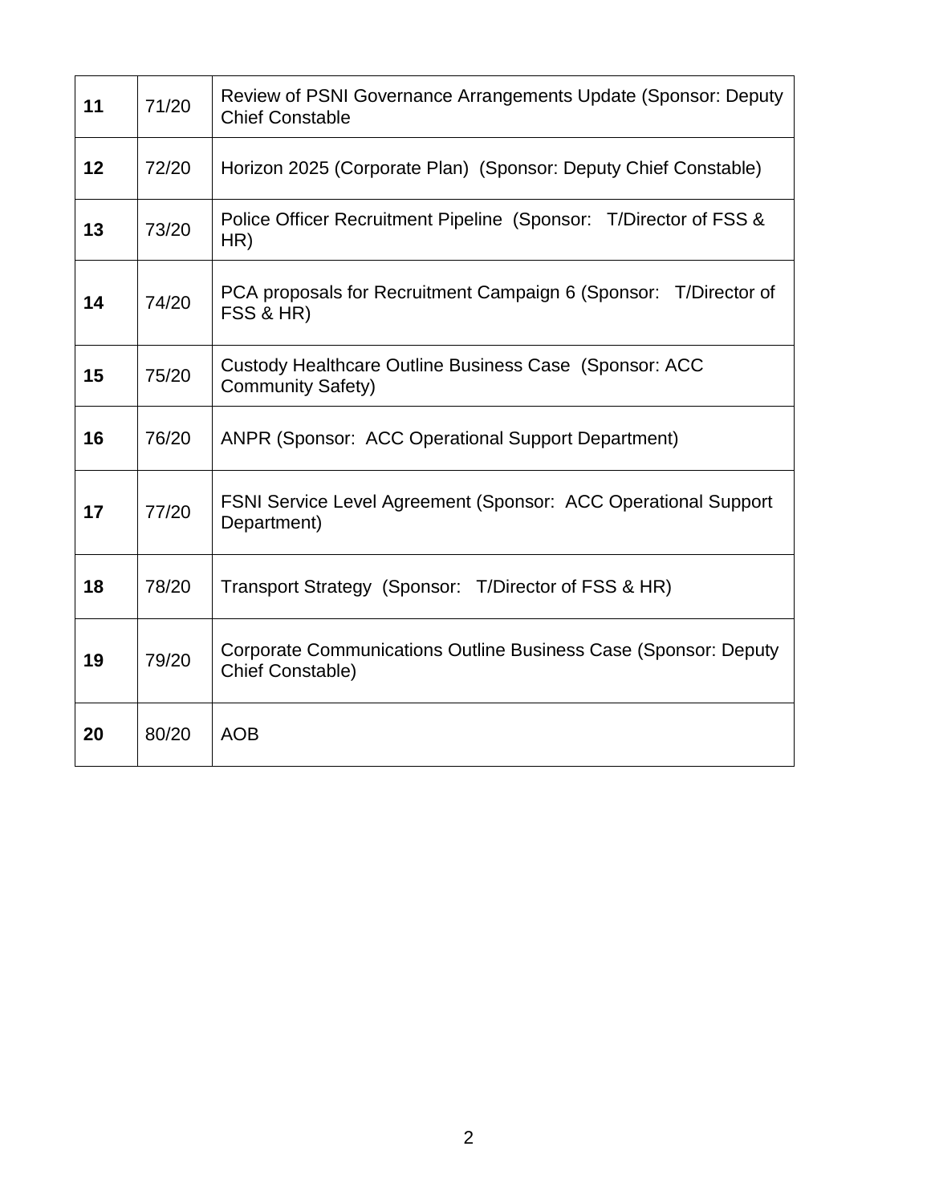| | | |
|---|---|---|
| **11** | 71/20 | Review of PSNI Governance Arrangements Update (Sponsor: Deputy Chief Constable |
| **12** | 72/20 | Horizon 2025 (Corporate Plan) (Sponsor: Deputy Chief Constable) |
| **13** | 73/20 | Police Officer Recruitment Pipeline (Sponsor: T/Director of FSS & HR) |
| **14** | 74/20 | PCA proposals for Recruitment Campaign 6 (Sponsor: T/Director of FSS & HR) |
| **15** | 75/20 | Custody Healthcare Outline Business Case (Sponsor: ACC Community Safety) |
| **16** | 76/20 | ANPR (Sponsor: ACC Operational Support Department) |
| **17** | 77/20 | FSNI Service Level Agreement (Sponsor: ACC Operational Support Department) |
| **18** | 78/20 | Transport Strategy (Sponsor: T/Director of FSS & HR) |
| **19** | 79/20 | Corporate Communications Outline Business Case (Sponsor: Deputy Chief Constable) |
| **20** | 80/20 | AOB |